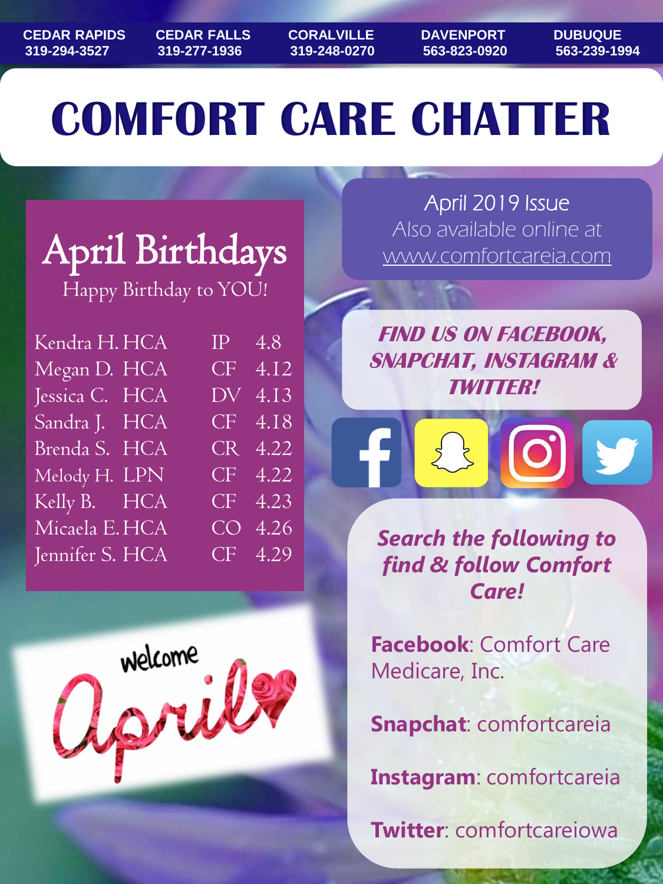| CEDAR RAPIDS | CEDAR FALLS | CORALVILLE | DAVENPORT | DUBUQUE |
|---|---|---|---|---|
| 319-294-3527 | 319-277-1936 | 319-248-0270 | 563-823-0920 | 563-239-1994 |

# COMFORT CARE CHATTER

## April Birthdays

Happy Birthday to YOU!

| | | | |
|---|---|---|---|
| Kendra H. | HCA | IP | 4.8 |
| Megan D. | HCA | CF | 4.12 |
| Jessica C. | HCA | DV | 4.13 |
| Sandra J. | HCA | CF | 4.18 |
| Brenda S. | HCA | CR | 4.22 |
| Melody H. | LPN | CF | 4.22 |
| Kelly B. | HCA | CF | 4.23 |
| Micaela E. | HCA | CO | 4.26 |
| Jennifer S. | HCA | CF | 4.29 |

welcome April

April 2019 Issue
Also available online at
www.comfortcareia.com

***FIND US ON FACEBOOK, SNAPCHAT, INSTAGRAM & TWITTER!***

***Search the following to find & follow Comfort Care!***

**Facebook**: Comfort Care Medicare, Inc.

**Snapchat**: comfortcareia

**Instagram**: comfortcareia

**Twitter**: comfortcareiowa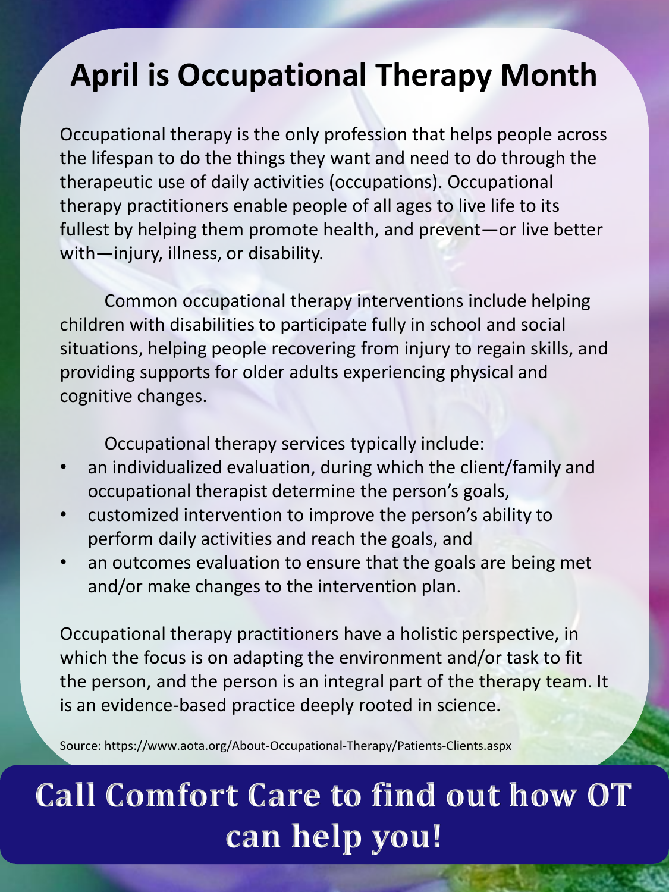# April is Occupational Therapy Month

Occupational therapy is the only profession that helps people across the lifespan to do the things they want and need to do through the therapeutic use of daily activities (occupations). Occupational therapy practitioners enable people of all ages to live life to its fullest by helping them promote health, and prevent—or live better with—injury, illness, or disability.

Common occupational therapy interventions include helping children with disabilities to participate fully in school and social situations, helping people recovering from injury to regain skills, and providing supports for older adults experiencing physical and cognitive changes.

Occupational therapy services typically include:

- an individualized evaluation, during which the client/family and occupational therapist determine the person's goals,
- customized intervention to improve the person's ability to perform daily activities and reach the goals, and
- an outcomes evaluation to ensure that the goals are being met and/or make changes to the intervention plan.

Occupational therapy practitioners have a holistic perspective, in which the focus is on adapting the environment and/or task to fit the person, and the person is an integral part of the therapy team. It is an evidence-based practice deeply rooted in science.

Source: https://www.aota.org/About-Occupational-Therapy/Patients-Clients.aspx

**Call Comfort Care to find out how OT can help you!**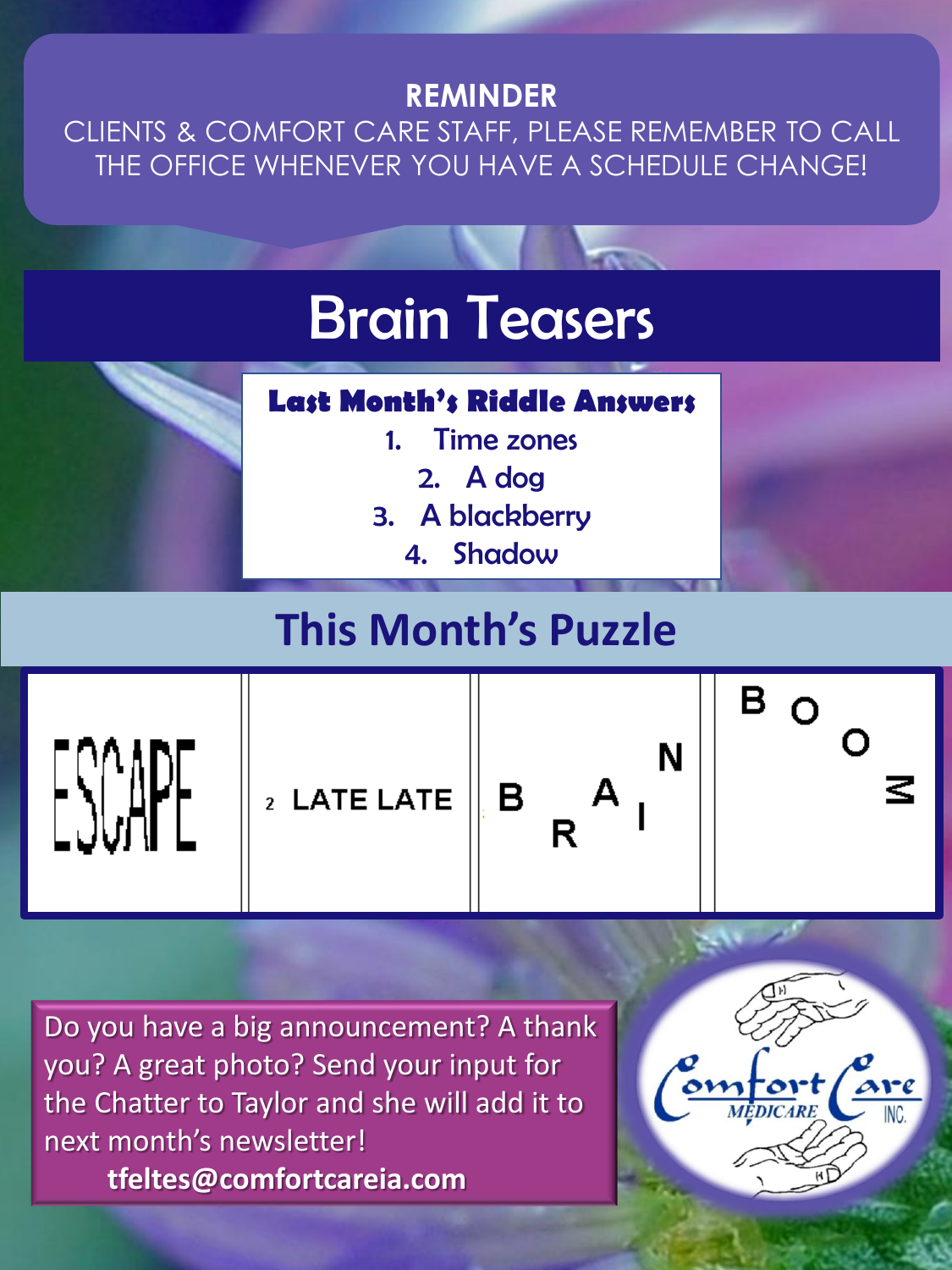**REMINDER**

CLIENTS & COMFORT CARE STAFF, PLEASE REMEMBER TO CALL THE OFFICE WHENEVER YOU HAVE A SCHEDULE CHANGE!

# Brain Teasers

**Last Month's Riddle Answers**

1. Time zones
2. A dog
3. A blackberry
4. Shadow

## This Month's Puzzle

| | | | |
|---|---|---|---|
| ESCAPE | 2 LATE LATE | B R A I N | B O O M |

Do you have a big announcement? A thank you? A great photo? Send your input for the Chatter to Taylor and she will add it to next month's newsletter!

**tfeltes@comfortcareia.com**

Comfort Care MEDICARE INC.